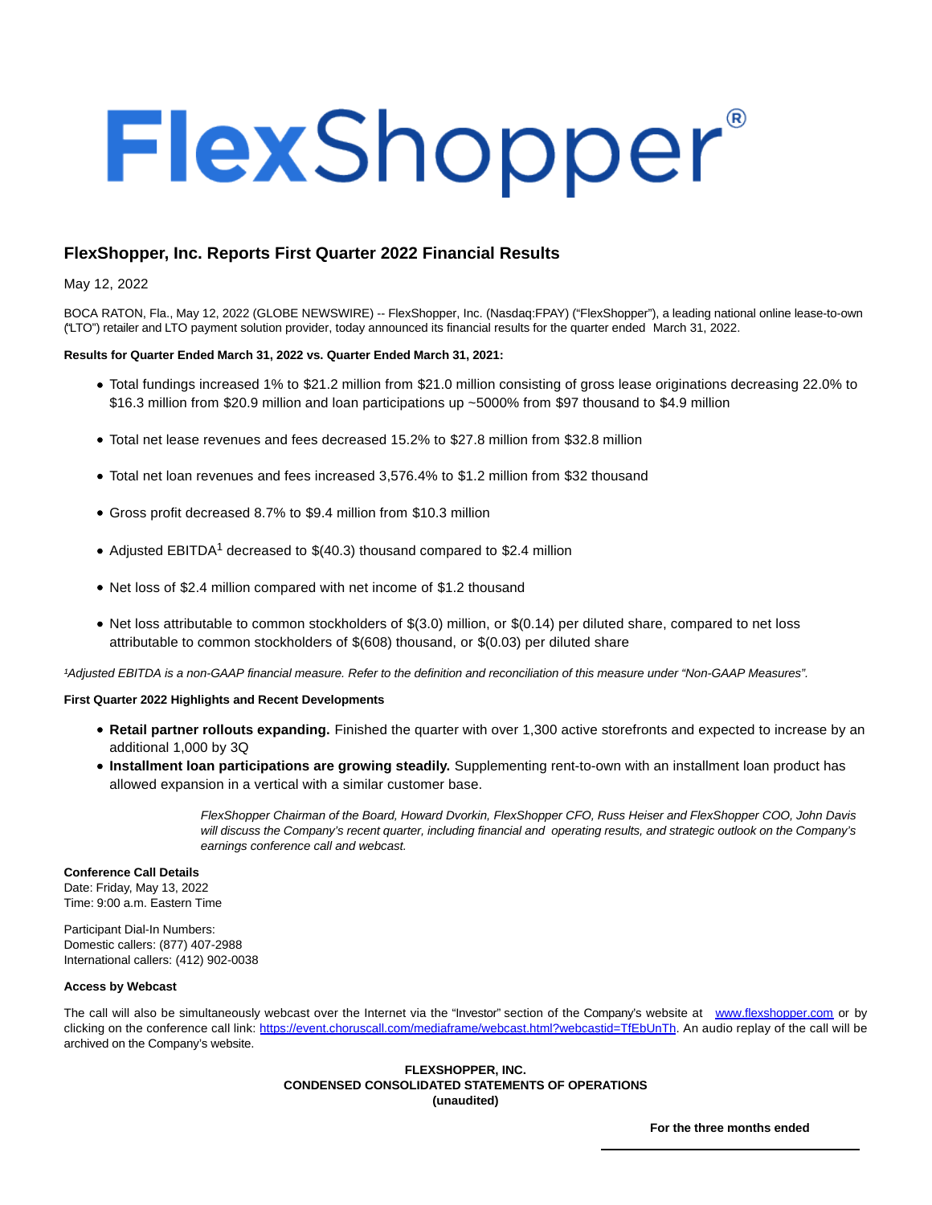# FlexShopper®

## FlexShopper, Inc. Reports First Quarter 2022 Financial Results

May 12, 2022

BOCA RATON, Fla., May 12, 2022 (GLOBE NEWSWIRE) -- FlexShopper, Inc. (Nasdaq:FPAY) ("FlexShopper"), a leading national online lease-to-own ("LTO") retailer and LTO payment solution provider, today announced its financial results for the quarter ended March 31, 2022.

**Results for Quarter Ended March 31, 2022 vs. Quarter Ended March 31, 2021:**

- Total fundings increased 1% to $21.2 million from $21.0 million consisting of gross lease originations decreasing 22.0% to $16.3 million from $20.9 million and loan participations up ~5000% from $97 thousand to $4.9 million
- Total net lease revenues and fees decreased 15.2% to $27.8 million from $32.8 million
- Total net loan revenues and fees increased 3,576.4% to $1.2 million from $32 thousand
- Gross profit decreased 8.7% to $9.4 million from $10.3 million
- Adjusted EBITDA[1] decreased to $(40.3) thousand compared to $2.4 million
- Net loss of $2.4 million compared with net income of $1.2 thousand
- Net loss attributable to common stockholders of $(3.0) million, or $(0.14) per diluted share, compared to net loss attributable to common stockholders of $(608) thousand, or $(0.03) per diluted share

*¹Adjusted EBITDA is a non-GAAP financial measure. Refer to the definition and reconciliation of this measure under "Non-GAAP Measures".*

**First Quarter 2022 Highlights and Recent Developments**

- **Retail partner rollouts expanding.** Finished the quarter with over 1,300 active storefronts and expected to increase by an additional 1,000 by 3Q
- **Installment loan participations are growing steadily.** Supplementing rent-to-own with an installment loan product has allowed expansion in a vertical with a similar customer base.

> *FlexShopper Chairman of the Board, Howard Dvorkin, FlexShopper CFO, Russ Heiser and FlexShopper COO, John Davis will discuss the Company's recent quarter, including financial and operating results, and strategic outlook on the Company's earnings conference call and webcast.*

**Conference Call Details**
Date: Friday, May 13, 2022
Time: 9:00 a.m. Eastern Time

Participant Dial-In Numbers:
Domestic callers: (877) 407-2988
International callers: (412) 902-0038

**Access by Webcast**

The call will also be simultaneously webcast over the Internet via the "Investor" section of the Company's website at [www.flexshopper.com](www.flexshopper.com) or by clicking on the conference call link: [https://event.choruscall.com/mediaframe/webcast.html?webcastid=TfEbUnTh](https://event.choruscall.com/mediaframe/webcast.html?webcastid=TfEbUnTh). An audio replay of the call will be archived on the Company's website.

**FLEXSHOPPER, INC.**
**CONDENSED CONSOLIDATED STATEMENTS OF OPERATIONS**
**(unaudited)**

| | For the three months ended |
|---|---|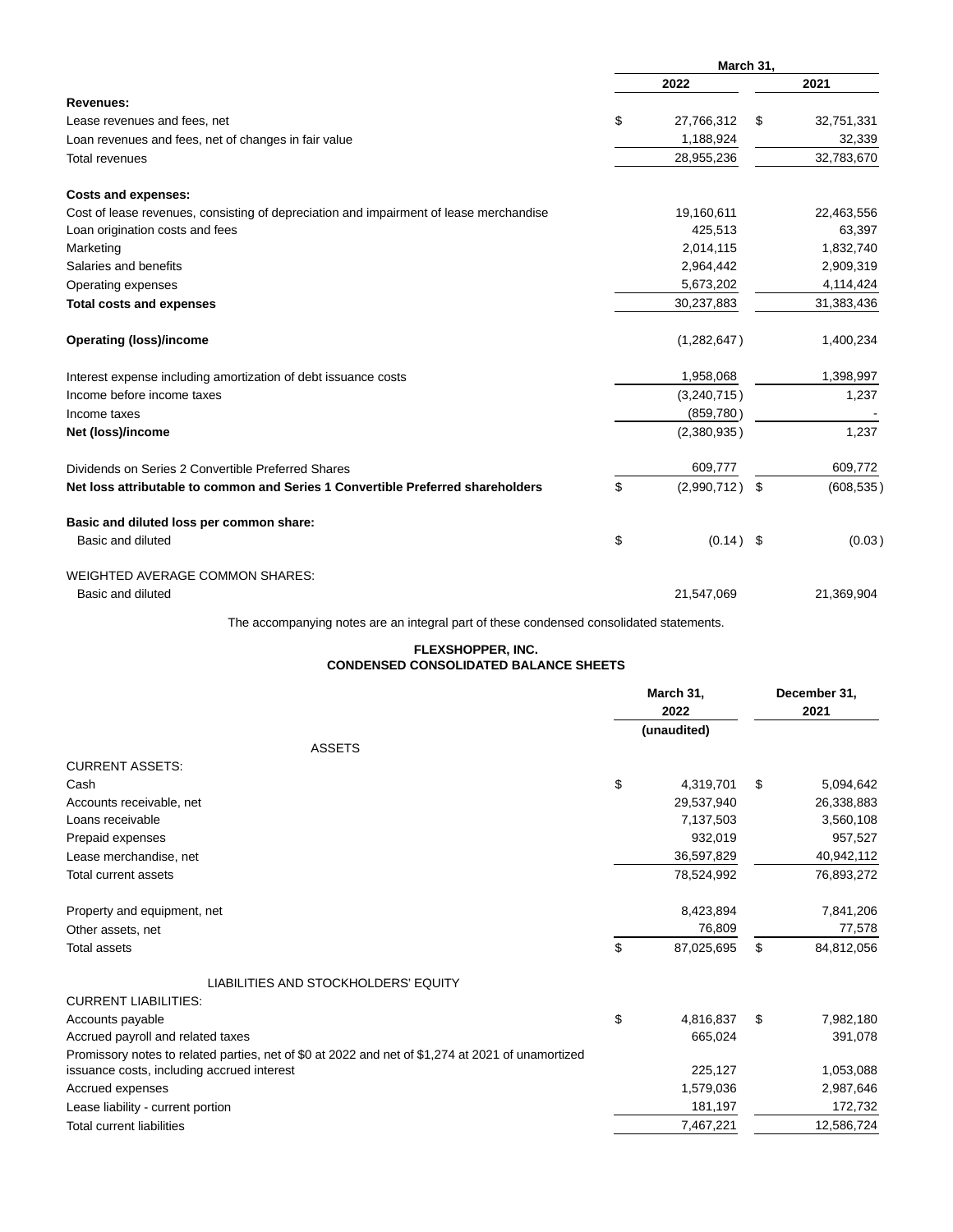| | March 31, | |
|---|---|---|
| | 2022 | 2021 |
| **Revenues:** | | |
| Lease revenues and fees, net | $ 27,766,312 | $ 32,751,331 |
| Loan revenues and fees, net of changes in fair value | 1,188,924 | 32,339 |
| Total revenues | 28,955,236 | 32,783,670 |
| | | |
| **Costs and expenses:** | | |
| Cost of lease revenues, consisting of depreciation and impairment of lease merchandise | 19,160,611 | 22,463,556 |
| Loan origination costs and fees | 425,513 | 63,397 |
| Marketing | 2,014,115 | 1,832,740 |
| Salaries and benefits | 2,964,442 | 2,909,319 |
| Operating expenses | 5,673,202 | 4,114,424 |
| **Total costs and expenses** | 30,237,883 | 31,383,436 |
| | | |
| **Operating (loss)/income** | (1,282,647) | 1,400,234 |
| | | |
| Interest expense including amortization of debt issuance costs | 1,958,068 | 1,398,997 |
| Income before income taxes | (3,240,715) | 1,237 |
| Income taxes | (859,780) | - |
| **Net (loss)/income** | (2,380,935) | 1,237 |
| | | |
| Dividends on Series 2 Convertible Preferred Shares | 609,777 | 609,772 |
| **Net loss attributable to common and Series 1 Convertible Preferred shareholders** | $ (2,990,712) | $ (608,535) |
| | | |
| **Basic and diluted loss per common share:** | | |
| Basic and diluted | $ (0.14) | $ (0.03) |
| | | |
| WEIGHTED AVERAGE COMMON SHARES: | | |
| Basic and diluted | 21,547,069 | 21,369,904 |

The accompanying notes are an integral part of these condensed consolidated statements.

**FLEXSHOPPER, INC.**
**CONDENSED CONSOLIDATED BALANCE SHEETS**

| | March 31, 2022 (unaudited) | December 31, 2021 |
|---|---|---|
| ASSETS | | |
| CURRENT ASSETS: | | |
| Cash | $ 4,319,701 | $ 5,094,642 |
| Accounts receivable, net | 29,537,940 | 26,338,883 |
| Loans receivable | 7,137,503 | 3,560,108 |
| Prepaid expenses | 932,019 | 957,527 |
| Lease merchandise, net | 36,597,829 | 40,942,112 |
| Total current assets | 78,524,992 | 76,893,272 |
| | | |
| Property and equipment, net | 8,423,894 | 7,841,206 |
| Other assets, net | 76,809 | 77,578 |
| Total assets | $ 87,025,695 | $ 84,812,056 |
| | | |
| LIABILITIES AND STOCKHOLDERS' EQUITY | | |
| CURRENT LIABILITIES: | | |
| Accounts payable | $ 4,816,837 | $ 7,982,180 |
| Accrued payroll and related taxes | 665,024 | 391,078 |
| Promissory notes to related parties, net of $0 at 2022 and net of $1,274 at 2021 of unamortized issuance costs, including accrued interest | 225,127 | 1,053,088 |
| Accrued expenses | 1,579,036 | 2,987,646 |
| Lease liability - current portion | 181,197 | 172,732 |
| Total current liabilities | 7,467,221 | 12,586,724 |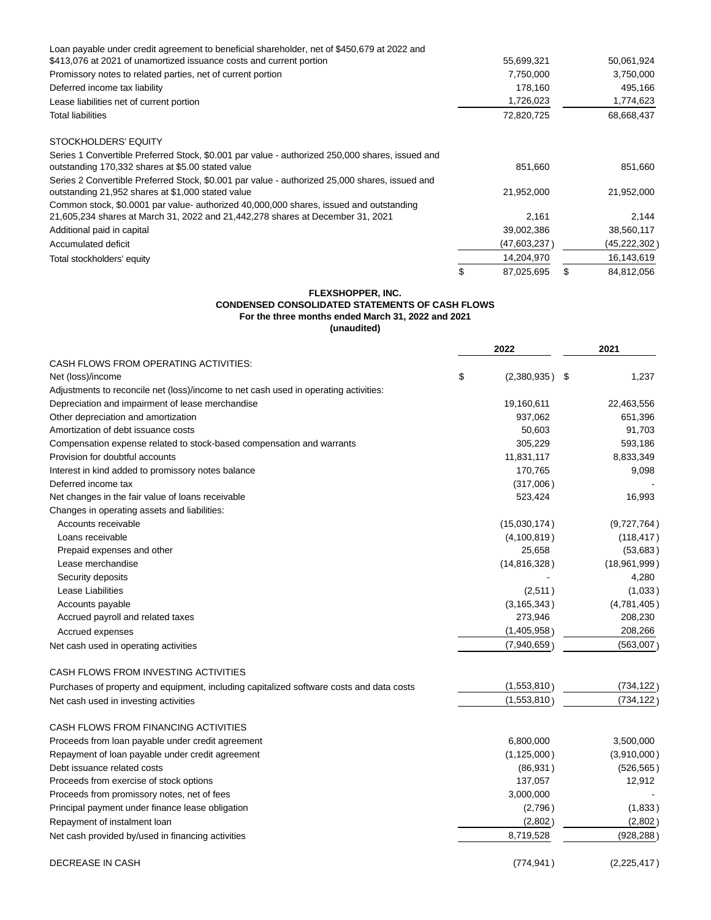| | 2022 | 2021 |
|---|---|---|
| Loan payable under credit agreement to beneficial shareholder, net of $450,679 at 2022 and $413,076 at 2021 of unamortized issuance costs and current portion | 55,699,321 | 50,061,924 |
| Promissory notes to related parties, net of current portion | 7,750,000 | 3,750,000 |
| Deferred income tax liability | 178,160 | 495,166 |
| Lease liabilities net of current portion | 1,726,023 | 1,774,623 |
| Total liabilities | 72,820,725 | 68,668,437 |
| | | |
| STOCKHOLDERS' EQUITY | | |
| Series 1 Convertible Preferred Stock, $0.001 par value - authorized 250,000 shares, issued and outstanding 170,332 shares at $5.00 stated value | 851,660 | 851,660 |
| Series 2 Convertible Preferred Stock, $0.001 par value - authorized 25,000 shares, issued and outstanding 21,952 shares at $1,000 stated value | 21,952,000 | 21,952,000 |
| Common stock, $0.0001 par value- authorized 40,000,000 shares, issued and outstanding 21,605,234 shares at March 31, 2022 and 21,442,278 shares at December 31, 2021 | 2,161 | 2,144 |
| Additional paid in capital | 39,002,386 | 38,560,117 |
| Accumulated deficit | (47,603,237) | (45,222,302) |
| Total stockholders' equity | 14,204,970 | 16,143,619 |
| | $ 87,025,695 | $ 84,812,056 |

**FLEXSHOPPER, INC.**
**CONDENSED CONSOLIDATED STATEMENTS OF CASH FLOWS**
**For the three months ended March 31, 2022 and 2021**
**(unaudited)**

| | 2022 | 2021 |
|---|---|---|
| CASH FLOWS FROM OPERATING ACTIVITIES: | | |
| Net (loss)/income | $ (2,380,935) | $ 1,237 |
| Adjustments to reconcile net (loss)/income to net cash used in operating activities: | | |
| Depreciation and impairment of lease merchandise | 19,160,611 | 22,463,556 |
| Other depreciation and amortization | 937,062 | 651,396 |
| Amortization of debt issuance costs | 50,603 | 91,703 |
| Compensation expense related to stock-based compensation and warrants | 305,229 | 593,186 |
| Provision for doubtful accounts | 11,831,117 | 8,833,349 |
| Interest in kind added to promissory notes balance | 170,765 | 9,098 |
| Deferred income tax | (317,006) | - |
| Net changes in the fair value of loans receivable | 523,424 | 16,993 |
| Changes in operating assets and liabilities: | | |
| Accounts receivable | (15,030,174) | (9,727,764) |
| Loans receivable | (4,100,819) | (118,417) |
| Prepaid expenses and other | 25,658 | (53,683) |
| Lease merchandise | (14,816,328) | (18,961,999) |
| Security deposits | - | 4,280 |
| Lease Liabilities | (2,511) | (1,033) |
| Accounts payable | (3,165,343) | (4,781,405) |
| Accrued payroll and related taxes | 273,946 | 208,230 |
| Accrued expenses | (1,405,958) | 208,266 |
| Net cash used in operating activities | (7,940,659) | (563,007) |
| | | |
| CASH FLOWS FROM INVESTING ACTIVITIES | | |
| Purchases of property and equipment, including capitalized software costs and data costs | (1,553,810) | (734,122) |
| Net cash used in investing activities | (1,553,810) | (734,122) |
| | | |
| CASH FLOWS FROM FINANCING ACTIVITIES | | |
| Proceeds from loan payable under credit agreement | 6,800,000 | 3,500,000 |
| Repayment of loan payable under credit agreement | (1,125,000) | (3,910,000) |
| Debt issuance related costs | (86,931) | (526,565) |
| Proceeds from exercise of stock options | 137,057 | 12,912 |
| Proceeds from promissory notes, net of fees | 3,000,000 | - |
| Principal payment under finance lease obligation | (2,796) | (1,833) |
| Repayment of instalment loan | (2,802) | (2,802) |
| Net cash provided by/used in financing activities | 8,719,528 | (928,288) |
| | | |
| DECREASE IN CASH | (774,941) | (2,225,417) |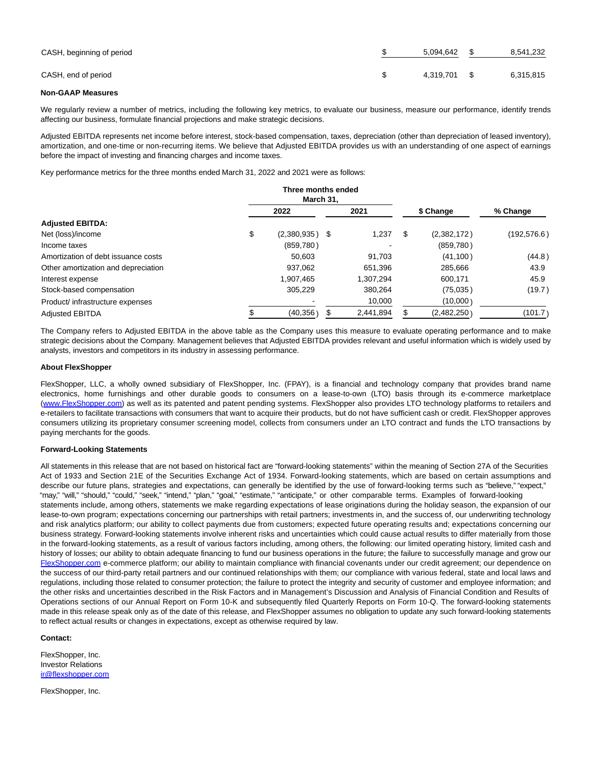| | | | |
|---|---|---|---|
| CASH, beginning of period | $ | 5,094,642 | $ 8,541,232 |
| CASH, end of period | $ | 4,319,701 | $ 6,315,815 |

**Non-GAAP Measures**

We regularly review a number of metrics, including the following key metrics, to evaluate our business, measure our performance, identify trends affecting our business, formulate financial projections and make strategic decisions.

Adjusted EBITDA represents net income before interest, stock-based compensation, taxes, depreciation (other than depreciation of leased inventory), amortization, and one-time or non-recurring items. We believe that Adjusted EBITDA provides us with an understanding of one aspect of earnings before the impact of investing and financing charges and income taxes.

Key performance metrics for the three months ended March 31, 2022 and 2021 were as follows:

| | Three months ended March 31, | | | |
|---|---|---|---|---|
| | 2022 | 2021 | $ Change | % Change |
| **Adjusted EBITDA:** | | | | |
| Net (loss)/income | $ (2,380,935) | $ 1,237 | $ (2,382,172) | (192,576.6) |
| Income taxes | (859,780) | - | (859,780) | |
| Amortization of debt issuance costs | 50,603 | 91,703 | (41,100) | (44.8) |
| Other amortization and depreciation | 937,062 | 651,396 | 285,666 | 43.9 |
| Interest expense | 1,907,465 | 1,307,294 | 600,171 | 45.9 |
| Stock-based compensation | 305,229 | 380,264 | (75,035) | (19.7) |
| Product/ infrastructure expenses | - | 10,000 | (10,000) | |
| Adjusted EBITDA | $ (40,356) | $ 2,441,894 | $ (2,482,250) | (101.7) |

The Company refers to Adjusted EBITDA in the above table as the Company uses this measure to evaluate operating performance and to make strategic decisions about the Company. Management believes that Adjusted EBITDA provides relevant and useful information which is widely used by analysts, investors and competitors in its industry in assessing performance.

**About FlexShopper**

FlexShopper, LLC, a wholly owned subsidiary of FlexShopper, Inc. (FPAY), is a financial and technology company that provides brand name electronics, home furnishings and other durable goods to consumers on a lease-to-own (LTO) basis through its e-commerce marketplace (www.FlexShopper.com) as well as its patented and patent pending systems. FlexShopper also provides LTO technology platforms to retailers and e-retailers to facilitate transactions with consumers that want to acquire their products, but do not have sufficient cash or credit. FlexShopper approves consumers utilizing its proprietary consumer screening model, collects from consumers under an LTO contract and funds the LTO transactions by paying merchants for the goods.

**Forward-Looking Statements**

All statements in this release that are not based on historical fact are "forward-looking statements" within the meaning of Section 27A of the Securities Act of 1933 and Section 21E of the Securities Exchange Act of 1934. Forward-looking statements, which are based on certain assumptions and describe our future plans, strategies and expectations, can generally be identified by the use of forward-looking terms such as "believe," "expect," "may," "will," "should," "could," "seek," "intend," "plan," "goal," "estimate," "anticipate," or other comparable terms. Examples of forward-looking statements include, among others, statements we make regarding expectations of lease originations during the holiday season, the expansion of our lease-to-own program; expectations concerning our partnerships with retail partners; investments in, and the success of, our underwriting technology and risk analytics platform; our ability to collect payments due from customers; expected future operating results and; expectations concerning our business strategy. Forward-looking statements involve inherent risks and uncertainties which could cause actual results to differ materially from those in the forward-looking statements, as a result of various factors including, among others, the following: our limited operating history, limited cash and history of losses; our ability to obtain adequate financing to fund our business operations in the future; the failure to successfully manage and grow our FlexShopper.com e-commerce platform; our ability to maintain compliance with financial covenants under our credit agreement; our dependence on the success of our third-party retail partners and our continued relationships with them; our compliance with various federal, state and local laws and regulations, including those related to consumer protection; the failure to protect the integrity and security of customer and employee information; and the other risks and uncertainties described in the Risk Factors and in Management's Discussion and Analysis of Financial Condition and Results of Operations sections of our Annual Report on Form 10-K and subsequently filed Quarterly Reports on Form 10-Q. The forward-looking statements made in this release speak only as of the date of this release, and FlexShopper assumes no obligation to update any such forward-looking statements to reflect actual results or changes in expectations, except as otherwise required by law.

**Contact:**

FlexShopper, Inc.
Investor Relations
ir@flexshopper.com

FlexShopper, Inc.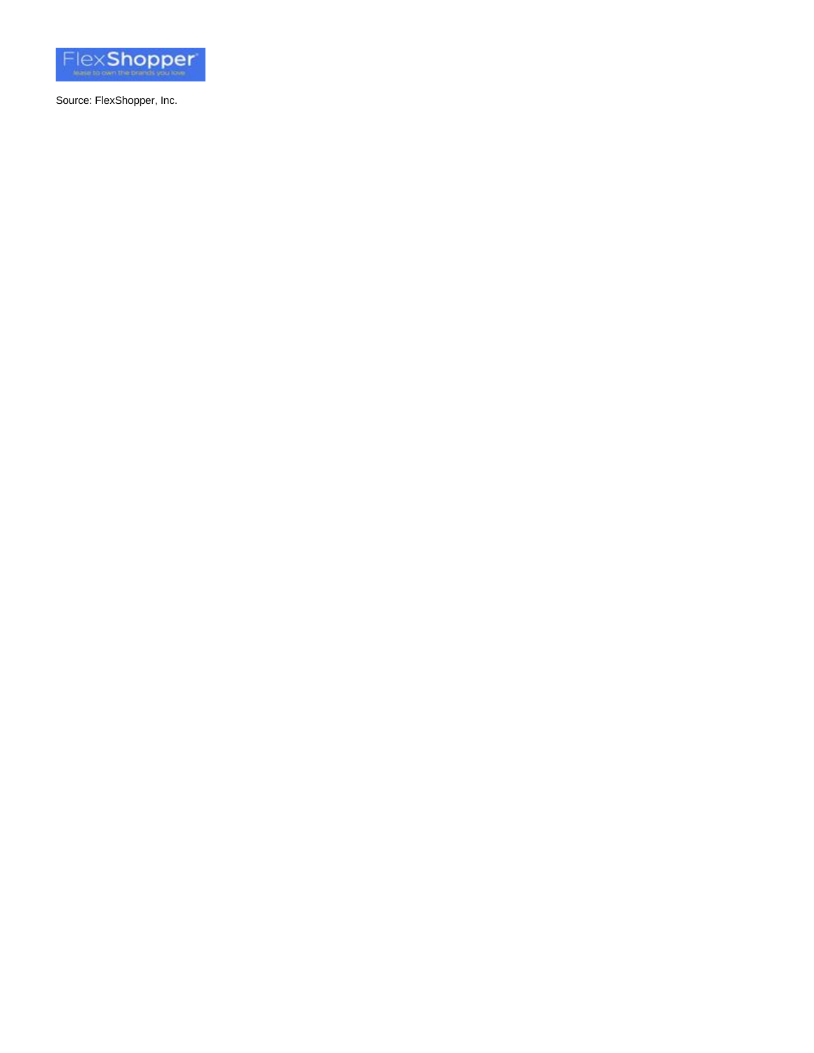Source: FlexShopper, Inc.